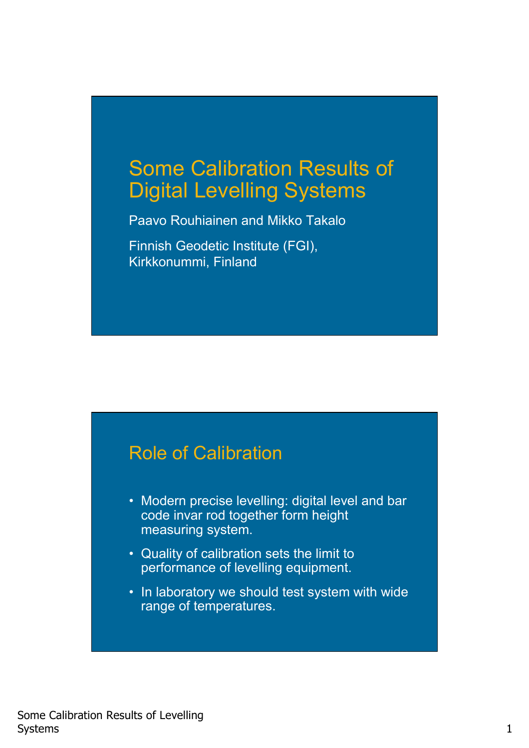# Some Calibration Results of Digital Levelling Systems

Paavo Rouhiainen and Mikko Takalo

Finnish Geodetic Institute (FGI), Kirkkonummi, Finland

## Role of Calibration

- Modern precise levelling: digital level and bar code invar rod together form height measuring system.
- Quality of calibration sets the limit to performance of levelling equipment.
- In laboratory we should test system with wide range of temperatures.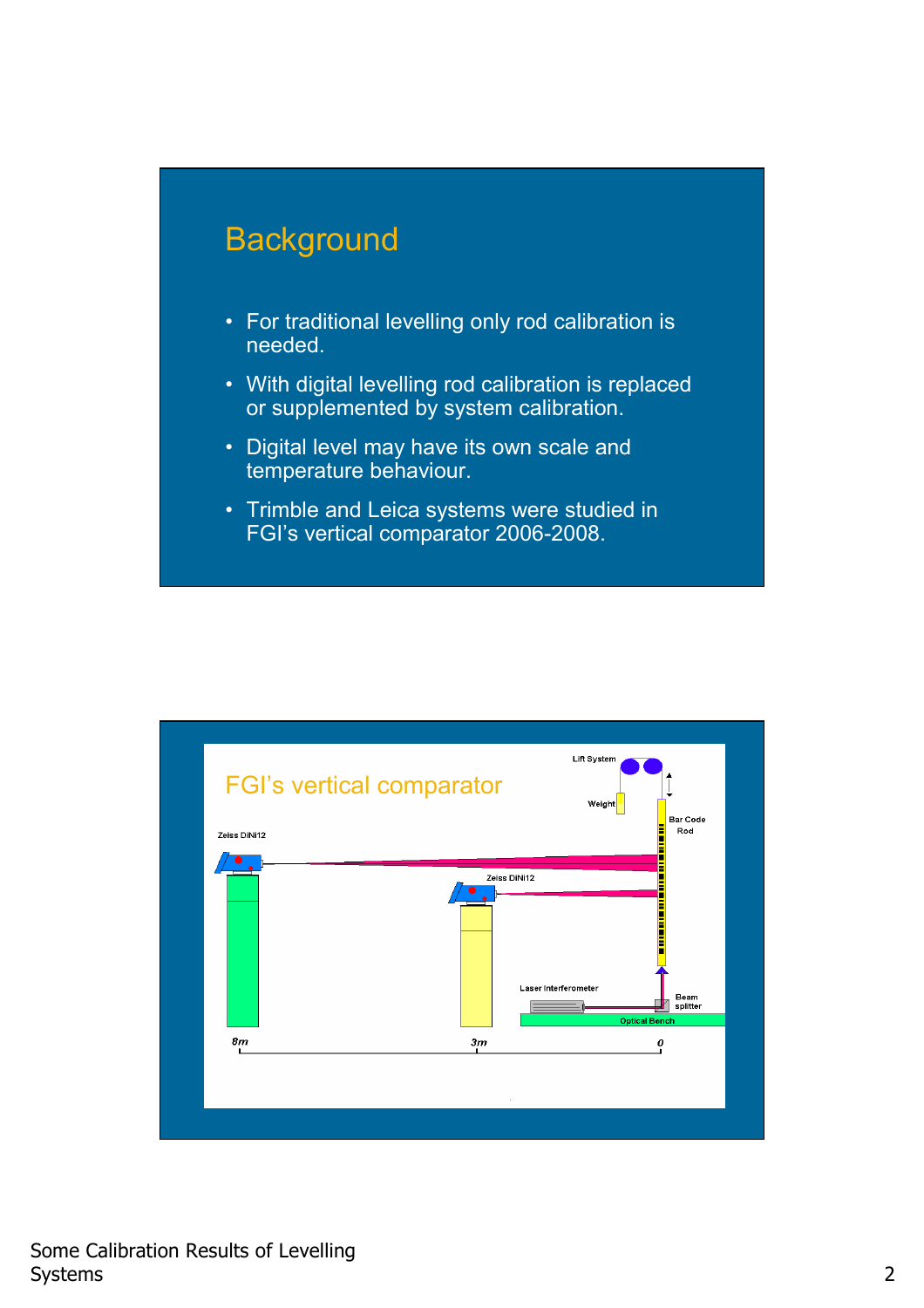## Background

- For traditional levelling only rod calibration is needed.
- With digital levelling rod calibration is replaced or supplemented by system calibration.
- Digital level may have its own scale and temperature behaviour.
- Trimble and Leica systems were studied in FGI's vertical comparator 2006-2008.

## FGI's vertical comparator

Lift System

Weight

Bar Code Rod

Zeiss DiNi12

Zeiss DiNi12

Laser Interferometer

Beam splitter

Optical Bench

8m 3m 0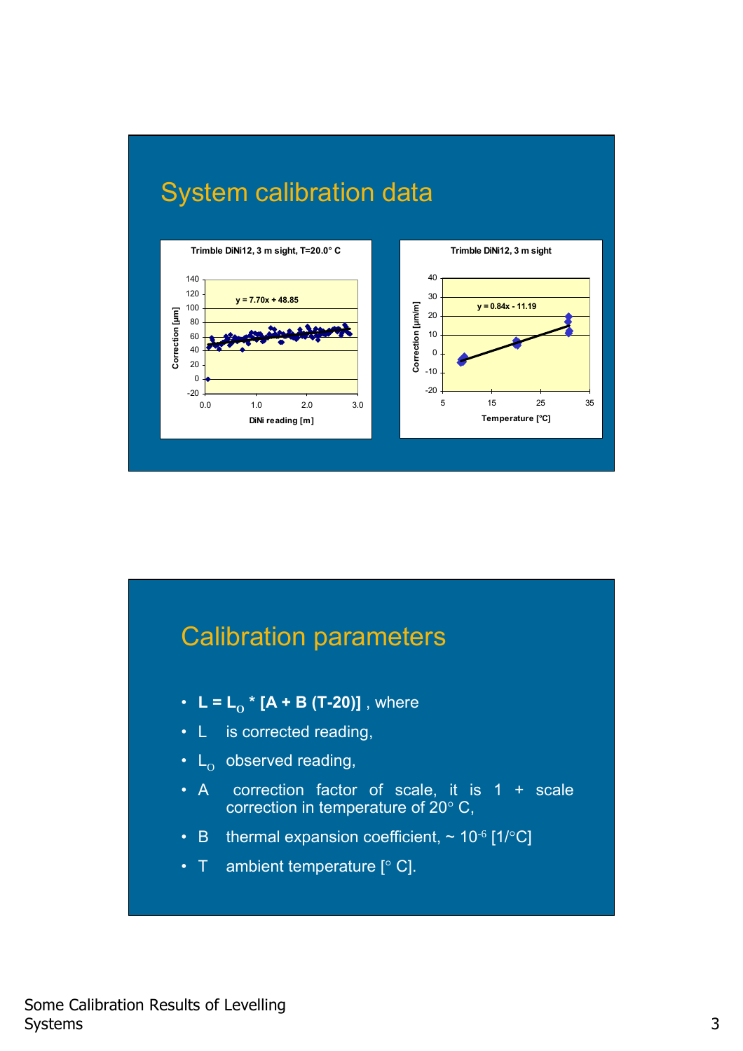# System calibration data

**Trimble DiNi12, 3 m sight, T=20.0° C**

y = 7.70x + 48.85

Correction [µm] vs. DiNi reading [m]

**Trimble DiNi12, 3 m sight**

y = 0.84x - 11.19

Correction [µm/m] vs. Temperature [°C]

# Calibration parameters

- $L = L_O * [A + B (T-20)]$ , where
- L is corrected reading,
- $L_O$ observed reading,
- A correction factor of scale, it is 1 + scale correction in temperature of 20° C,
- B thermal expansion coefficient, ~ $10^{-6}$ [1/°C]
- T ambient temperature [° C].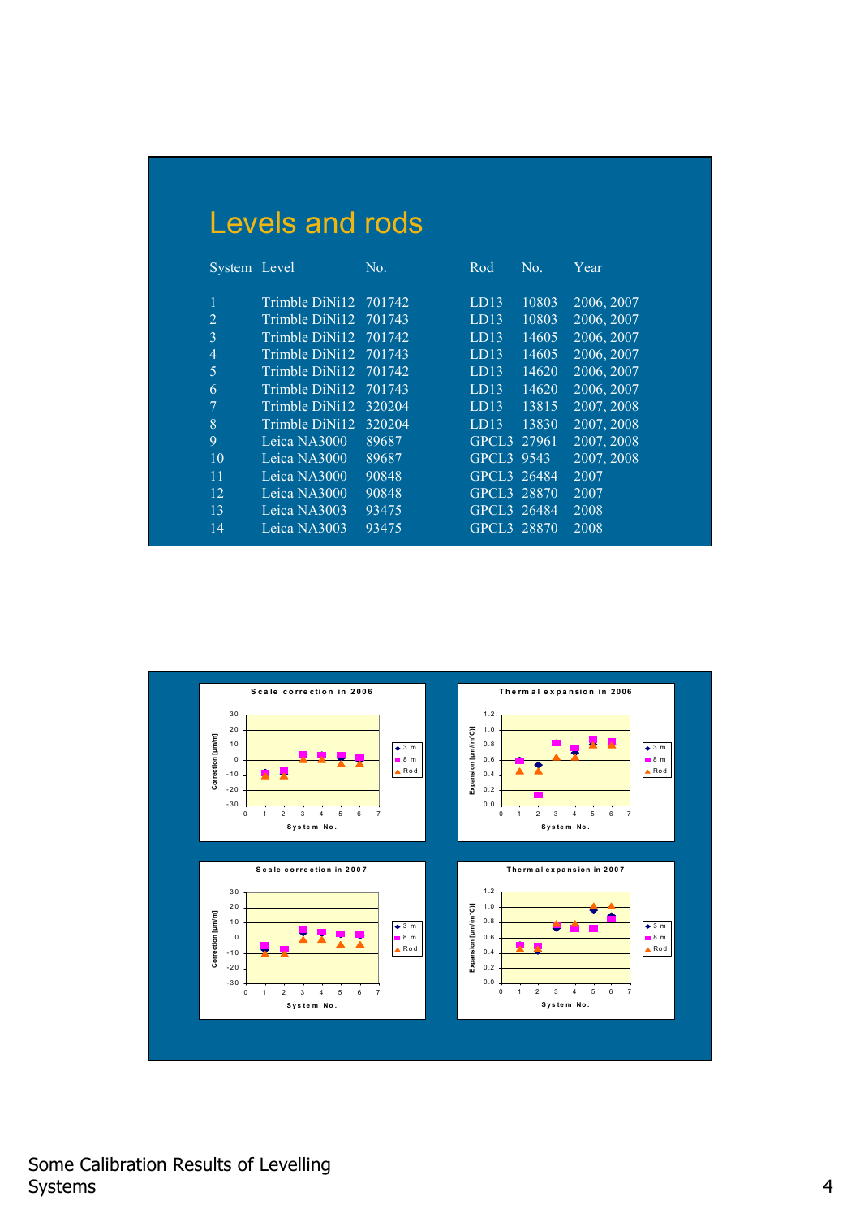# Levels and rods

| System | Level | No. | Rod | No. | Year |
|---|---|---|---|---|---|
| 1 | Trimble DiNi12 | 701742 | LD13 | 10803 | 2006, 2007 |
| 2 | Trimble DiNi12 | 701743 | LD13 | 10803 | 2006, 2007 |
| 3 | Trimble DiNi12 | 701742 | LD13 | 14605 | 2006, 2007 |
| 4 | Trimble DiNi12 | 701743 | LD13 | 14605 | 2006, 2007 |
| 5 | Trimble DiNi12 | 701742 | LD13 | 14620 | 2006, 2007 |
| 6 | Trimble DiNi12 | 701743 | LD13 | 14620 | 2006, 2007 |
| 7 | Trimble DiNi12 | 320204 | LD13 | 13815 | 2007, 2008 |
| 8 | Trimble DiNi12 | 320204 | LD13 | 13830 | 2007, 2008 |
| 9 | Leica NA3000 | 89687 | GPCL3 | 27961 | 2007, 2008 |
| 10 | Leica NA3000 | 89687 | GPCL3 | 9543 | 2007, 2008 |
| 11 | Leica NA3000 | 90848 | GPCL3 | 26484 | 2007 |
| 12 | Leica NA3000 | 90848 | GPCL3 | 28870 | 2007 |
| 13 | Leica NA3003 | 93475 | GPCL3 | 26484 | 2008 |
| 14 | Leica NA3003 | 93475 | GPCL3 | 28870 | 2008 |

**Scale correction in 2006**

**Thermal expansion in 2006**

**Scale correction in 2007**

**Thermal expansion in 2007**

Some Calibration Results of Levelling Systems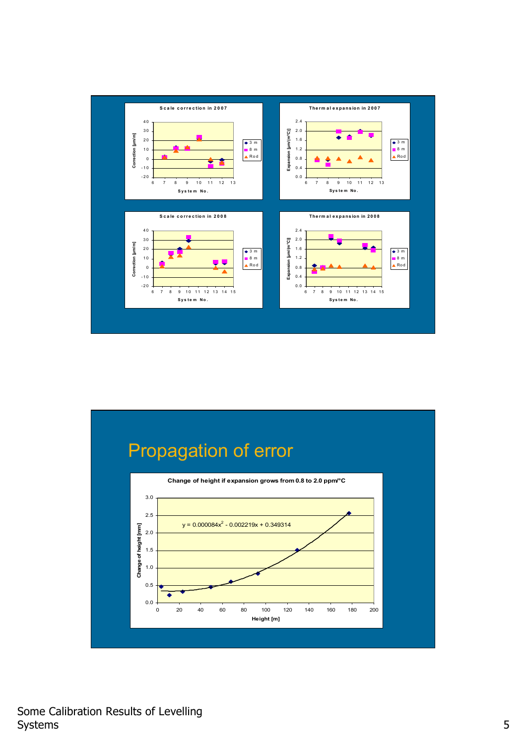**Scale correction in 2007**

**Thermal expansion in 2007**

**Scale correction in 2008**

**Thermal expansion in 2008**

# Propagation of error

**Change of height if expansion grows from 0.8 to 2.0 ppm/°C**

$y = 0.000084x^2 - 0.002219x + 0.349314$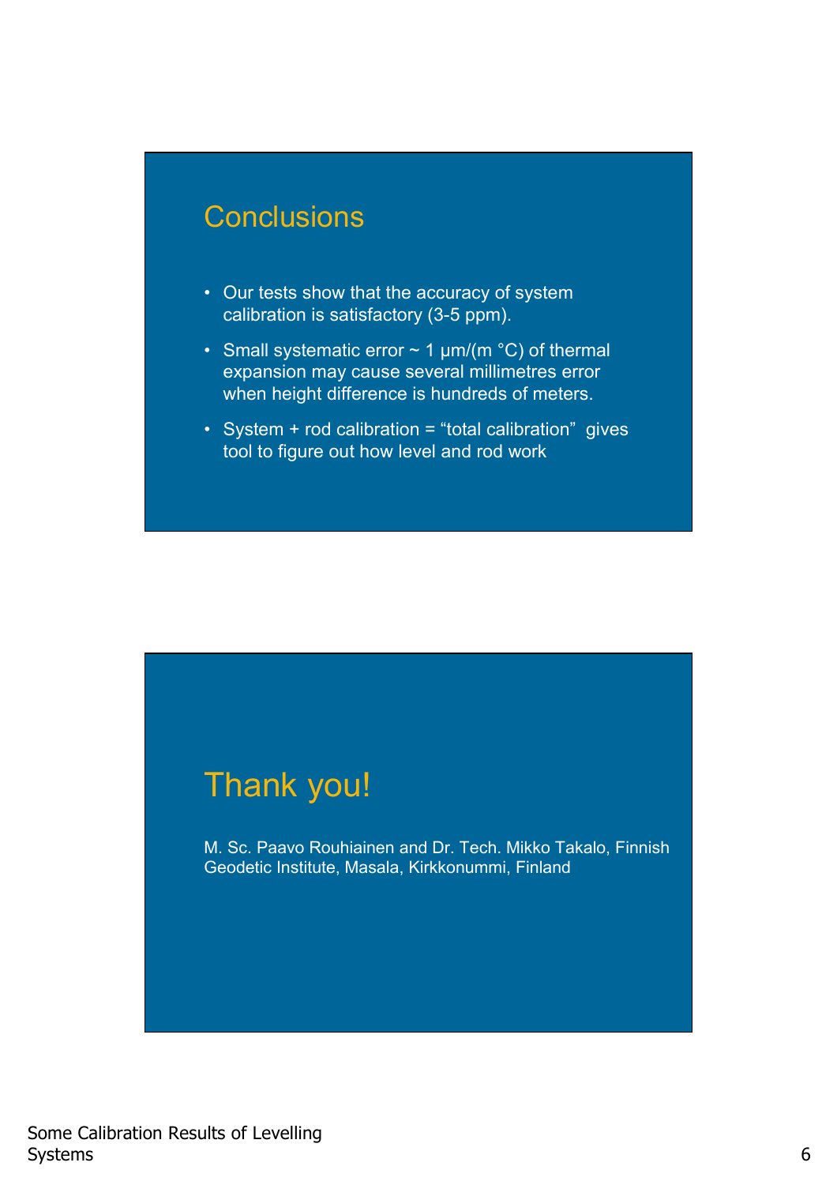## Conclusions

- Our tests show that the accuracy of system calibration is satisfactory (3-5 ppm).
- Small systematic error ~ 1 μm/(m °C) of thermal expansion may cause several millimetres error when height difference is hundreds of meters.
- System + rod calibration = “total calibration” gives tool to figure out how level and rod work

## Thank you!

M. Sc. Paavo Rouhiainen and Dr. Tech. Mikko Takalo, Finnish Geodetic Institute, Masala, Kirkkonummi, Finland